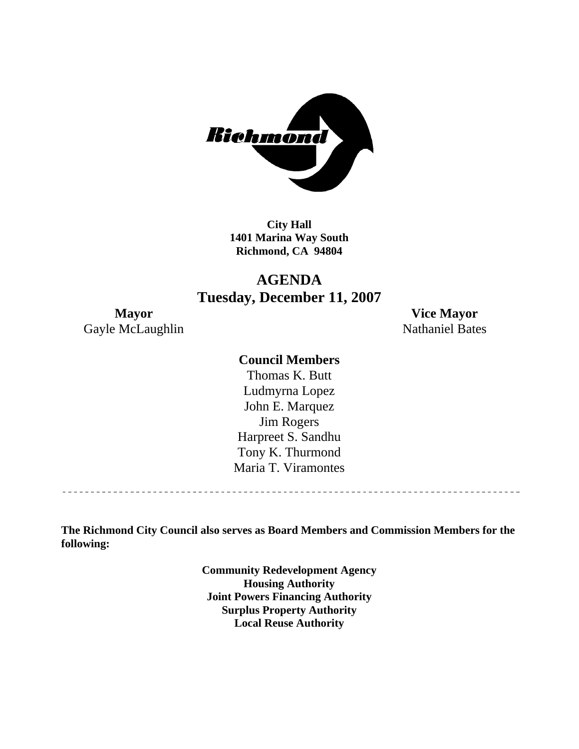City Hall
1401 Marina Way South
Richmond, CA 94804

# AGENDA
## Tuesday, December 11, 2007

**Mayor**
Gayle McLaughlin

**Vice Mayor**
Nathaniel Bates

**Council Members**

Thomas K. Butt
Ludmyrna Lopez
John E. Marquez
Jim Rogers
Harpreet S. Sandhu
Tony K. Thurmond
Maria T. Viramontes

---

**The Richmond City Council also serves as Board Members and Commission Members for the following:**

**Community Redevelopment Agency**
**Housing Authority**
**Joint Powers Financing Authority**
**Surplus Property Authority**
**Local Reuse Authority**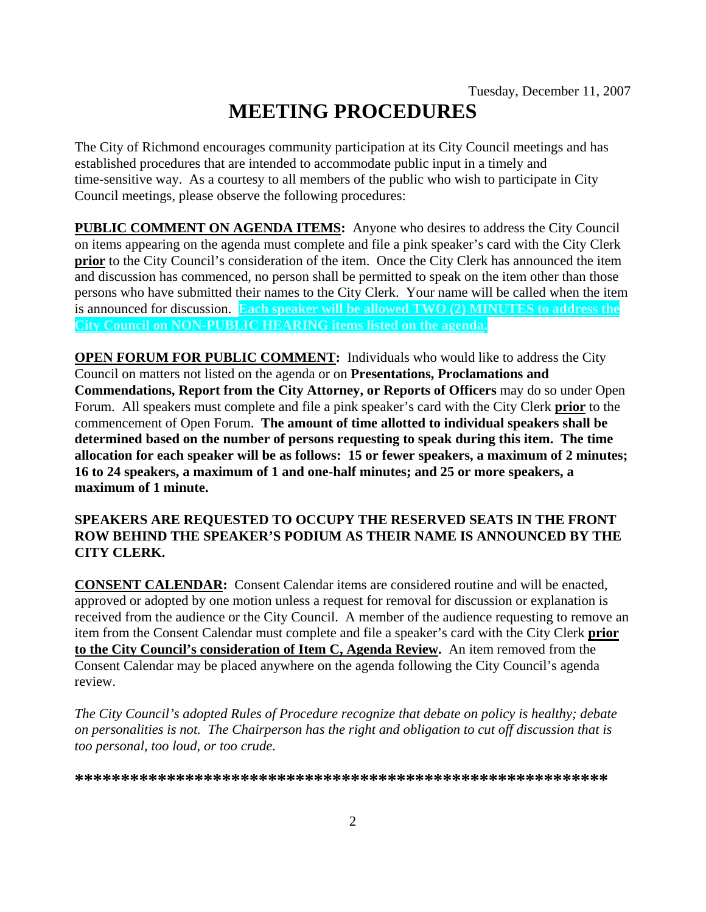Tuesday, December 11, 2007

# MEETING PROCEDURES

The City of Richmond encourages community participation at its City Council meetings and has established procedures that are intended to accommodate public input in a timely and time-sensitive way. As a courtesy to all members of the public who wish to participate in City Council meetings, please observe the following procedures:

**PUBLIC COMMENT ON AGENDA ITEMS:** Anyone who desires to address the City Council on items appearing on the agenda must complete and file a pink speaker's card with the City Clerk **prior** to the City Council's consideration of the item. Once the City Clerk has announced the item and discussion has commenced, no person shall be permitted to speak on the item other than those persons who have submitted their names to the City Clerk. Your name will be called when the item is announced for discussion. **Each speaker will be allowed TWO (2) MINUTES to address the City Council on NON-PUBLIC HEARING items listed on the agenda.**

**OPEN FORUM FOR PUBLIC COMMENT:** Individuals who would like to address the City Council on matters not listed on the agenda or on **Presentations, Proclamations and Commendations, Report from the City Attorney, or Reports of Officers** may do so under Open Forum. All speakers must complete and file a pink speaker's card with the City Clerk **prior** to the commencement of Open Forum. **The amount of time allotted to individual speakers shall be determined based on the number of persons requesting to speak during this item. The time allocation for each speaker will be as follows: 15 or fewer speakers, a maximum of 2 minutes; 16 to 24 speakers, a maximum of 1 and one-half minutes; and 25 or more speakers, a maximum of 1 minute.**

**SPEAKERS ARE REQUESTED TO OCCUPY THE RESERVED SEATS IN THE FRONT ROW BEHIND THE SPEAKER'S PODIUM AS THEIR NAME IS ANNOUNCED BY THE CITY CLERK.**

**CONSENT CALENDAR:** Consent Calendar items are considered routine and will be enacted, approved or adopted by one motion unless a request for removal for discussion or explanation is received from the audience or the City Council. A member of the audience requesting to remove an item from the Consent Calendar must complete and file a speaker's card with the City Clerk **prior to the City Council's consideration of Item C, Agenda Review.** An item removed from the Consent Calendar may be placed anywhere on the agenda following the City Council's agenda review.

*The City Council's adopted Rules of Procedure recognize that debate on policy is healthy; debate on personalities is not. The Chairperson has the right and obligation to cut off discussion that is too personal, too loud, or too crude.*

**\*\*\*\*\*\*\*\*\*\*\*\*\*\*\*\*\*\*\*\*\*\*\*\*\*\*\*\*\*\*\*\*\*\*\*\*\*\*\*\*\*\*\*\*\*\*\*\*\*\*\*\*\*\*\*\*\*\***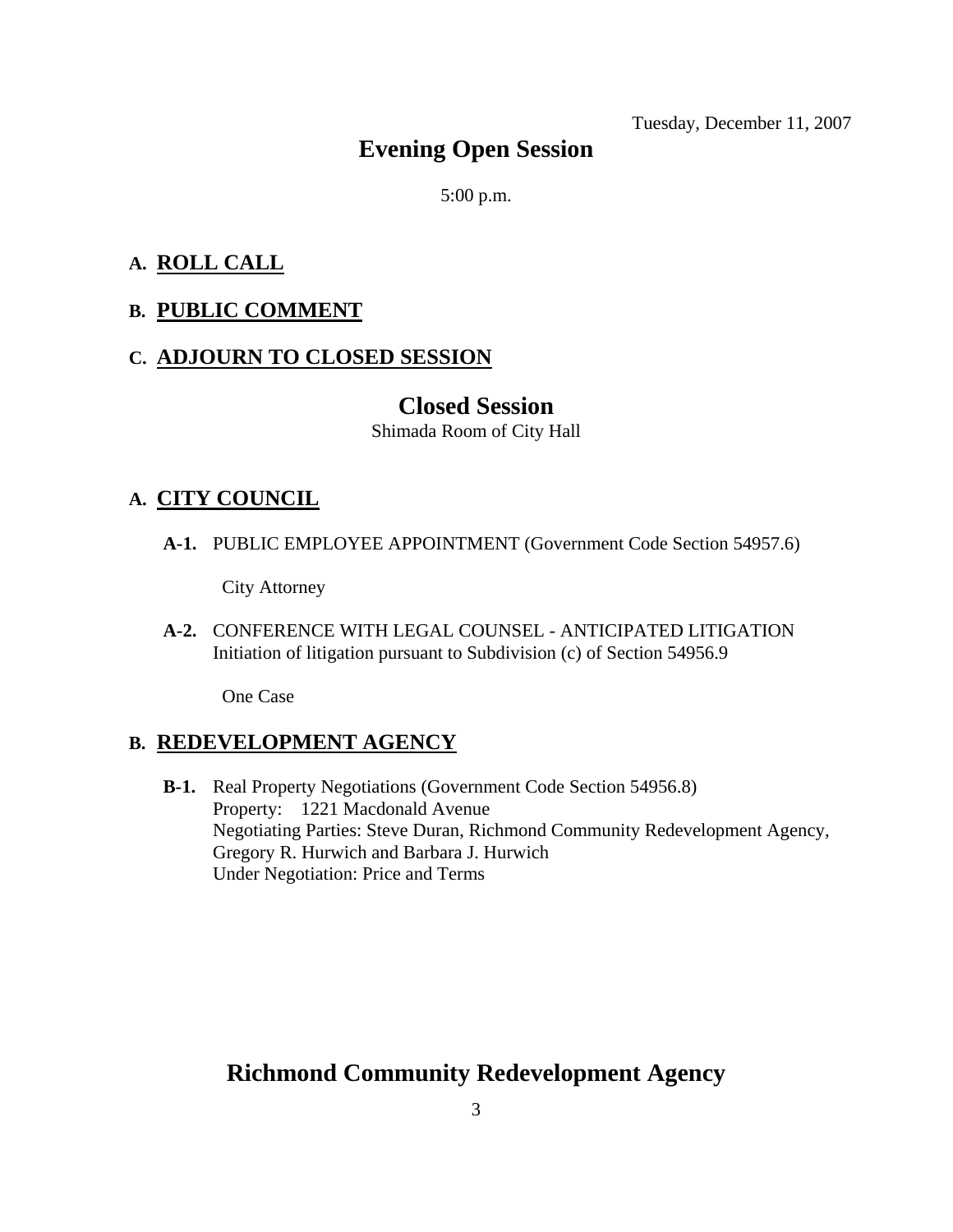Tuesday, December 11, 2007

# Evening Open Session

5:00 p.m.

**A. ROLL CALL**

**B. PUBLIC COMMENT**

**C. ADJOURN TO CLOSED SESSION**

# Closed Session

Shimada Room of City Hall

**A. CITY COUNCIL**

**A-1.** PUBLIC EMPLOYEE APPOINTMENT (Government Code Section 54957.6)

City Attorney

**A-2.** CONFERENCE WITH LEGAL COUNSEL - ANTICIPATED LITIGATION
Initiation of litigation pursuant to Subdivision (c) of Section 54956.9

One Case

**B. REDEVELOPMENT AGENCY**

**B-1.** Real Property Negotiations (Government Code Section 54956.8)
Property: 1221 Macdonald Avenue
Negotiating Parties: Steve Duran, Richmond Community Redevelopment Agency, Gregory R. Hurwich and Barbara J. Hurwich
Under Negotiation: Price and Terms

# Richmond Community Redevelopment Agency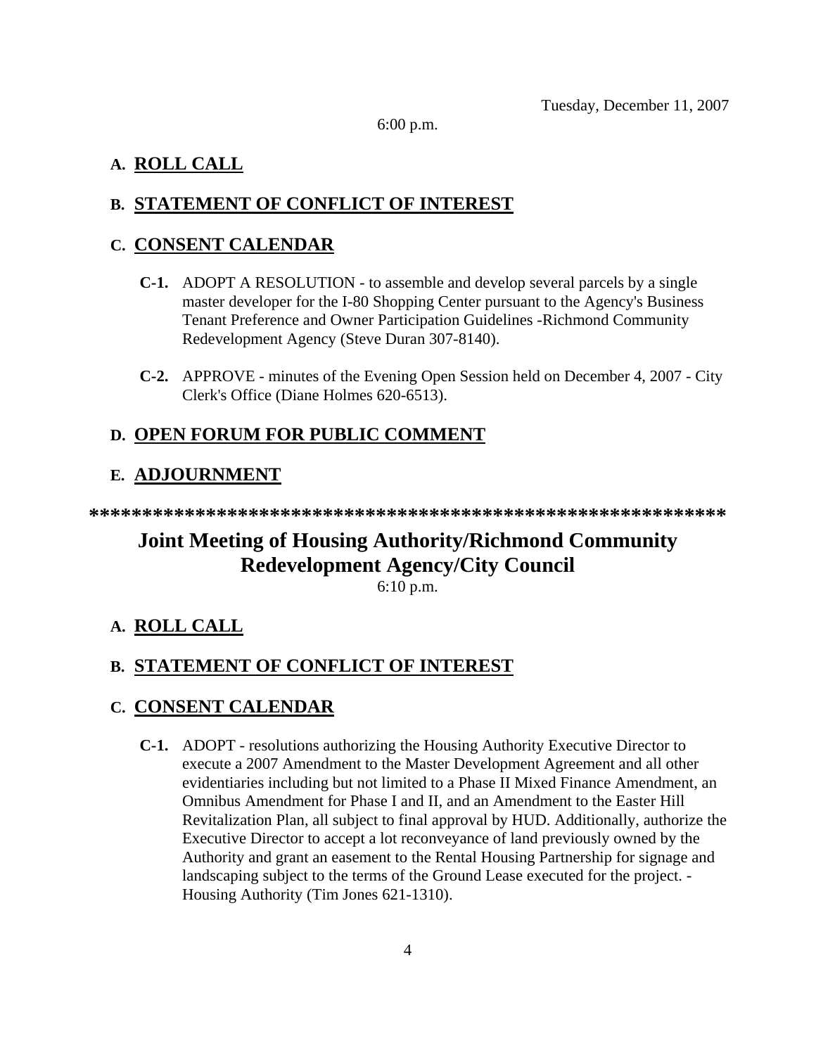Tuesday, December 11, 2007

6:00 p.m.

**A. ROLL CALL**

**B. STATEMENT OF CONFLICT OF INTEREST**

**C. CONSENT CALENDAR**

**C-1.** ADOPT A RESOLUTION - to assemble and develop several parcels by a single master developer for the I-80 Shopping Center pursuant to the Agency's Business Tenant Preference and Owner Participation Guidelines -Richmond Community Redevelopment Agency (Steve Duran 307-8140).

**C-2.** APPROVE - minutes of the Evening Open Session held on December 4, 2007 - City Clerk's Office (Diane Holmes 620-6513).

**D. OPEN FORUM FOR PUBLIC COMMENT**

**E. ADJOURNMENT**

**************************************************************

## Joint Meeting of Housing Authority/Richmond Community Redevelopment Agency/City Council

6:10 p.m.

**A. ROLL CALL**

**B. STATEMENT OF CONFLICT OF INTEREST**

**C. CONSENT CALENDAR**

**C-1.** ADOPT - resolutions authorizing the Housing Authority Executive Director to execute a 2007 Amendment to the Master Development Agreement and all other evidentiaries including but not limited to a Phase II Mixed Finance Amendment, an Omnibus Amendment for Phase I and II, and an Amendment to the Easter Hill Revitalization Plan, all subject to final approval by HUD. Additionally, authorize the Executive Director to accept a lot reconveyance of land previously owned by the Authority and grant an easement to the Rental Housing Partnership for signage and landscaping subject to the terms of the Ground Lease executed for the project. - Housing Authority (Tim Jones 621-1310).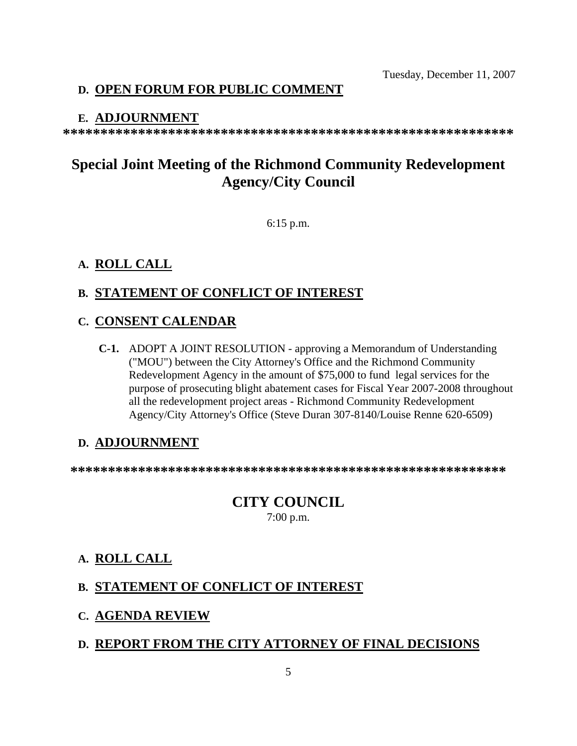Tuesday, December 11, 2007

**D. OPEN FORUM FOR PUBLIC COMMENT**

**E. ADJOURNMENT**

**************************************************************

## Special Joint Meeting of the Richmond Community Redevelopment Agency/City Council

6:15 p.m.

**A. ROLL CALL**

**B. STATEMENT OF CONFLICT OF INTEREST**

**C. CONSENT CALENDAR**

**C-1.** ADOPT A JOINT RESOLUTION - approving a Memorandum of Understanding ("MOU") between the City Attorney's Office and the Richmond Community Redevelopment Agency in the amount of $75,000 to fund legal services for the purpose of prosecuting blight abatement cases for Fiscal Year 2007-2008 throughout all the redevelopment project areas - Richmond Community Redevelopment Agency/City Attorney's Office (Steve Duran 307-8140/Louise Renne 620-6509)

**D. ADJOURNMENT**

**************************************************************

## CITY COUNCIL

7:00 p.m.

**A. ROLL CALL**

**B. STATEMENT OF CONFLICT OF INTEREST**

**C. AGENDA REVIEW**

**D. REPORT FROM THE CITY ATTORNEY OF FINAL DECISIONS**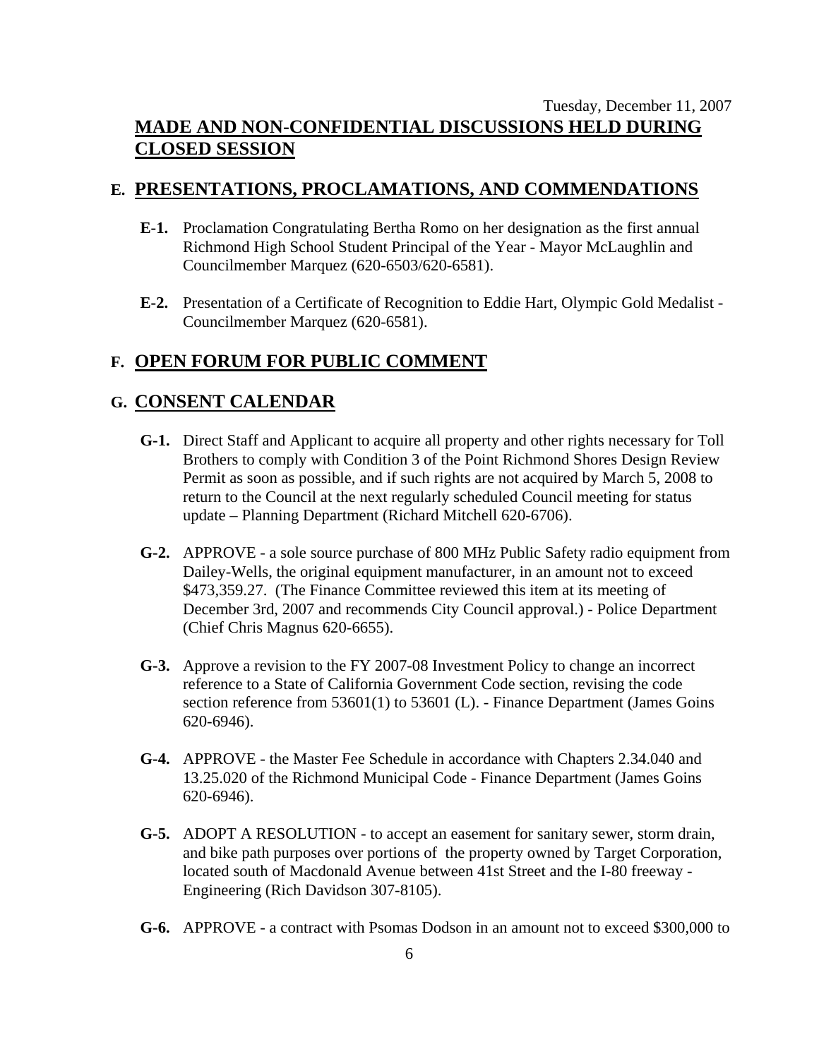Tuesday, December 11, 2007

**MADE AND NON-CONFIDENTIAL DISCUSSIONS HELD DURING CLOSED SESSION**

## E. PRESENTATIONS, PROCLAMATIONS, AND COMMENDATIONS

**E-1.** Proclamation Congratulating Bertha Romo on her designation as the first annual Richmond High School Student Principal of the Year - Mayor McLaughlin and Councilmember Marquez (620-6503/620-6581).

**E-2.** Presentation of a Certificate of Recognition to Eddie Hart, Olympic Gold Medalist - Councilmember Marquez (620-6581).

## F. OPEN FORUM FOR PUBLIC COMMENT

## G. CONSENT CALENDAR

**G-1.** Direct Staff and Applicant to acquire all property and other rights necessary for Toll Brothers to comply with Condition 3 of the Point Richmond Shores Design Review Permit as soon as possible, and if such rights are not acquired by March 5, 2008 to return to the Council at the next regularly scheduled Council meeting for status update – Planning Department (Richard Mitchell 620-6706).

**G-2.** APPROVE - a sole source purchase of 800 MHz Public Safety radio equipment from Dailey-Wells, the original equipment manufacturer, in an amount not to exceed $473,359.27. (The Finance Committee reviewed this item at its meeting of December 3rd, 2007 and recommends City Council approval.) - Police Department (Chief Chris Magnus 620-6655).

**G-3.** Approve a revision to the FY 2007-08 Investment Policy to change an incorrect reference to a State of California Government Code section, revising the code section reference from 53601(1) to 53601 (L). - Finance Department (James Goins 620-6946).

**G-4.** APPROVE - the Master Fee Schedule in accordance with Chapters 2.34.040 and 13.25.020 of the Richmond Municipal Code - Finance Department (James Goins 620-6946).

**G-5.** ADOPT A RESOLUTION - to accept an easement for sanitary sewer, storm drain, and bike path purposes over portions of the property owned by Target Corporation, located south of Macdonald Avenue between 41st Street and the I-80 freeway - Engineering (Rich Davidson 307-8105).

**G-6.** APPROVE - a contract with Psomas Dodson in an amount not to exceed $300,000 to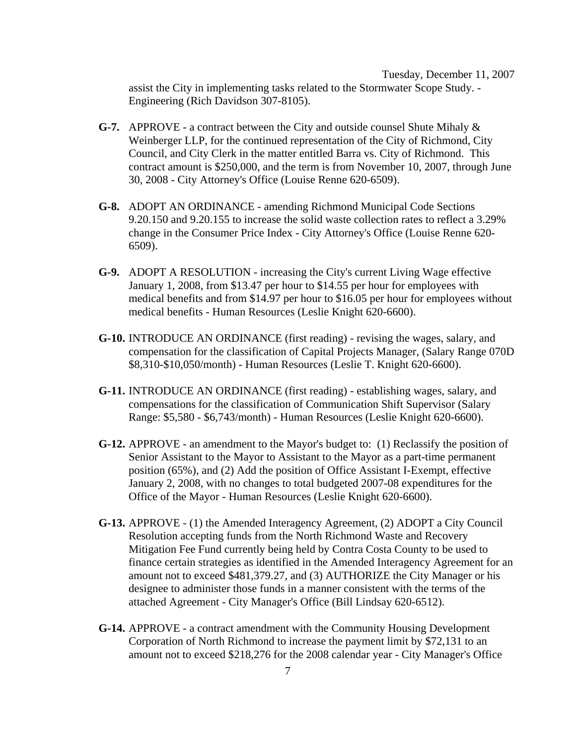assist the City in implementing tasks related to the Stormwater Scope Study. - Engineering (Rich Davidson 307-8105).

**G-7.** APPROVE - a contract between the City and outside counsel Shute Mihaly & Weinberger LLP, for the continued representation of the City of Richmond, City Council, and City Clerk in the matter entitled Barra vs. City of Richmond. This contract amount is $250,000, and the term is from November 10, 2007, through June 30, 2008 - City Attorney's Office (Louise Renne 620-6509).

**G-8.** ADOPT AN ORDINANCE - amending Richmond Municipal Code Sections 9.20.150 and 9.20.155 to increase the solid waste collection rates to reflect a 3.29% change in the Consumer Price Index - City Attorney's Office (Louise Renne 620-6509).

**G-9.** ADOPT A RESOLUTION - increasing the City's current Living Wage effective January 1, 2008, from $13.47 per hour to $14.55 per hour for employees with medical benefits and from $14.97 per hour to $16.05 per hour for employees without medical benefits - Human Resources (Leslie Knight 620-6600).

**G-10.** INTRODUCE AN ORDINANCE (first reading) - revising the wages, salary, and compensation for the classification of Capital Projects Manager, (Salary Range 070D $8,310-$10,050/month) - Human Resources (Leslie T. Knight 620-6600).

**G-11.** INTRODUCE AN ORDINANCE (first reading) - establishing wages, salary, and compensations for the classification of Communication Shift Supervisor (Salary Range: $5,580 - $6,743/month) - Human Resources (Leslie Knight 620-6600).

**G-12.** APPROVE - an amendment to the Mayor's budget to: (1) Reclassify the position of Senior Assistant to the Mayor to Assistant to the Mayor as a part-time permanent position (65%), and (2) Add the position of Office Assistant I-Exempt, effective January 2, 2008, with no changes to total budgeted 2007-08 expenditures for the Office of the Mayor - Human Resources (Leslie Knight 620-6600).

**G-13.** APPROVE - (1) the Amended Interagency Agreement, (2) ADOPT a City Council Resolution accepting funds from the North Richmond Waste and Recovery Mitigation Fee Fund currently being held by Contra Costa County to be used to finance certain strategies as identified in the Amended Interagency Agreement for an amount not to exceed $481,379.27, and (3) AUTHORIZE the City Manager or his designee to administer those funds in a manner consistent with the terms of the attached Agreement - City Manager's Office (Bill Lindsay 620-6512).

**G-14.** APPROVE - a contract amendment with the Community Housing Development Corporation of North Richmond to increase the payment limit by $72,131 to an amount not to exceed $218,276 for the 2008 calendar year - City Manager's Office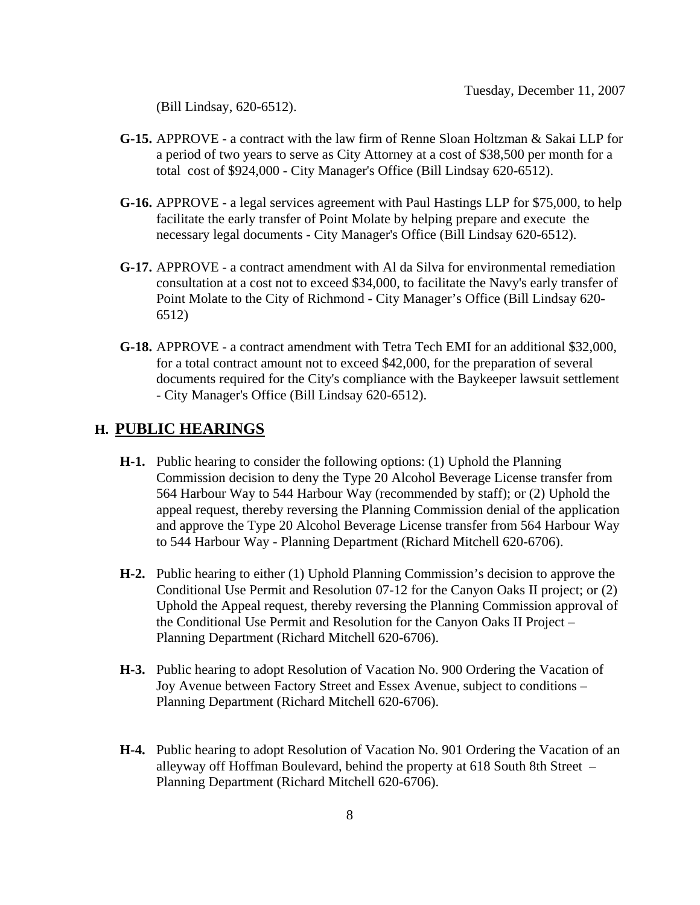(Bill Lindsay, 620-6512).

**G-15.** APPROVE - a contract with the law firm of Renne Sloan Holtzman & Sakai LLP for a period of two years to serve as City Attorney at a cost of $38,500 per month for a total cost of $924,000 - City Manager's Office (Bill Lindsay 620-6512).

**G-16.** APPROVE - a legal services agreement with Paul Hastings LLP for $75,000, to help facilitate the early transfer of Point Molate by helping prepare and execute the necessary legal documents - City Manager's Office (Bill Lindsay 620-6512).

**G-17.** APPROVE - a contract amendment with Al da Silva for environmental remediation consultation at a cost not to exceed $34,000, to facilitate the Navy's early transfer of Point Molate to the City of Richmond - City Manager's Office (Bill Lindsay 620-6512)

**G-18.** APPROVE - a contract amendment with Tetra Tech EMI for an additional $32,000, for a total contract amount not to exceed $42,000, for the preparation of several documents required for the City's compliance with the Baykeeper lawsuit settlement - City Manager's Office (Bill Lindsay 620-6512).

## H. PUBLIC HEARINGS

**H-1.** Public hearing to consider the following options: (1) Uphold the Planning Commission decision to deny the Type 20 Alcohol Beverage License transfer from 564 Harbour Way to 544 Harbour Way (recommended by staff); or (2) Uphold the appeal request, thereby reversing the Planning Commission denial of the application and approve the Type 20 Alcohol Beverage License transfer from 564 Harbour Way to 544 Harbour Way - Planning Department (Richard Mitchell 620-6706).

**H-2.** Public hearing to either (1) Uphold Planning Commission's decision to approve the Conditional Use Permit and Resolution 07-12 for the Canyon Oaks II project; or (2) Uphold the Appeal request, thereby reversing the Planning Commission approval of the Conditional Use Permit and Resolution for the Canyon Oaks II Project – Planning Department (Richard Mitchell 620-6706).

**H-3.** Public hearing to adopt Resolution of Vacation No. 900 Ordering the Vacation of Joy Avenue between Factory Street and Essex Avenue, subject to conditions – Planning Department (Richard Mitchell 620-6706).

**H-4.** Public hearing to adopt Resolution of Vacation No. 901 Ordering the Vacation of an alleyway off Hoffman Boulevard, behind the property at 618 South 8th Street – Planning Department (Richard Mitchell 620-6706).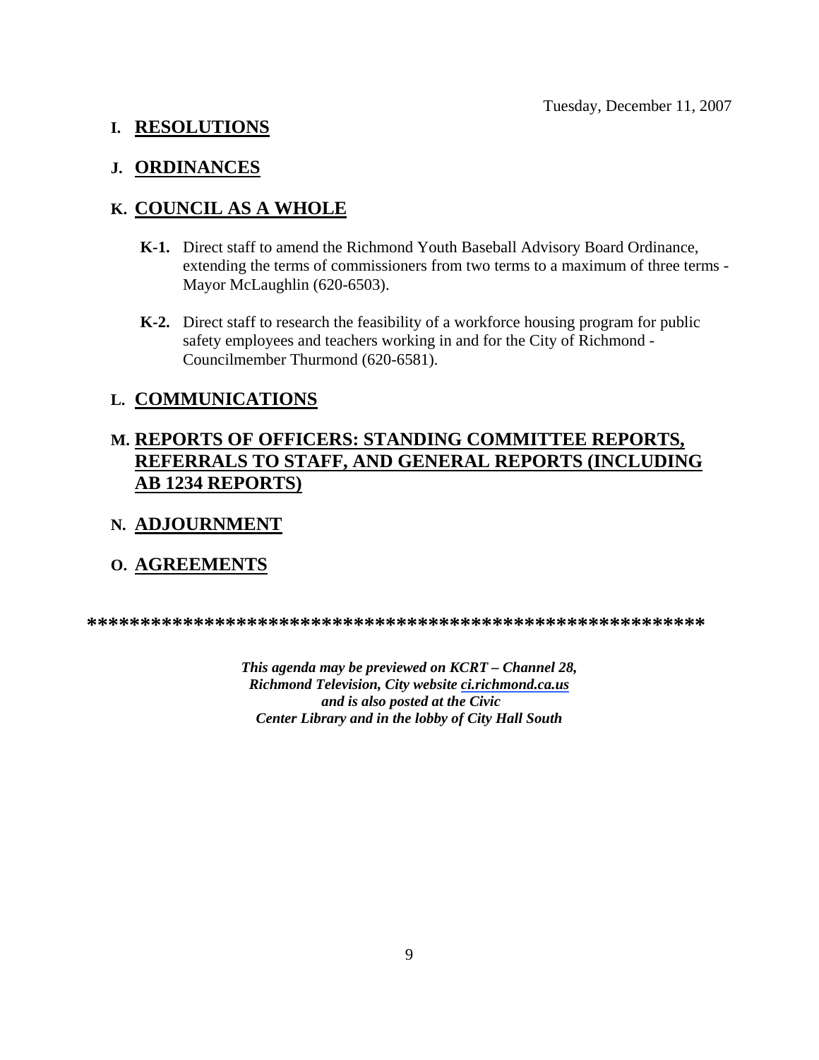Tuesday, December 11, 2007

## I. <u>RESOLUTIONS</u>

## J. <u>ORDINANCES</u>

## K. <u>COUNCIL AS A WHOLE</u>

**K-1.** Direct staff to amend the Richmond Youth Baseball Advisory Board Ordinance, extending the terms of commissioners from two terms to a maximum of three terms - Mayor McLaughlin (620-6503).

**K-2.** Direct staff to research the feasibility of a workforce housing program for public safety employees and teachers working in and for the City of Richmond - Councilmember Thurmond (620-6581).

## L. <u>COMMUNICATIONS</u>

## M. <u>REPORTS OF OFFICERS: STANDING COMMITTEE REPORTS, REFERRALS TO STAFF, AND GENERAL REPORTS (INCLUDING AB 1234 REPORTS)</u>

## N. <u>ADJOURNMENT</u>

## O. <u>AGREEMENTS</u>

**********************************************************

***This agenda may be previewed on KCRT – Channel 28, Richmond Television, City website ci.richmond.ca.us and is also posted at the Civic Center Library and in the lobby of City Hall South***